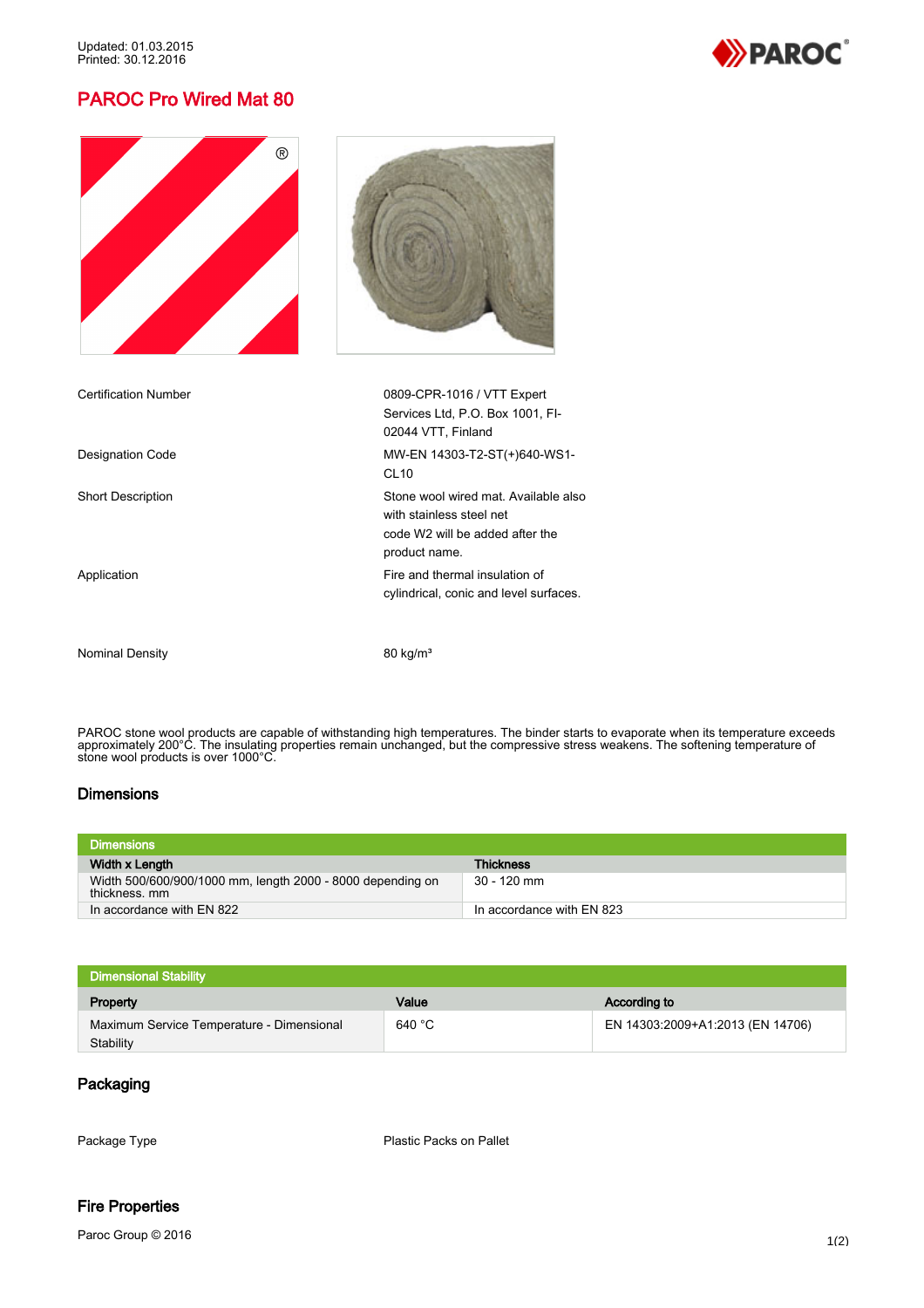Updated: 01.03.2015
Printed: 30.12.2016

# PAROC Pro Wired Mat 80

| | |
|---|---|
| Certification Number | 0809-CPR-1016 / VTT Expert Services Ltd, P.O. Box 1001, FI-02044 VTT, Finland |
| Designation Code | MW-EN 14303-T2-ST(+)640-WS1-CL10 |
| Short Description | Stone wool wired mat. Available also with stainless steel net code W2 will be added after the product name. |
| Application | Fire and thermal insulation of cylindrical, conic and level surfaces. |
| Nominal Density | 80 kg/m³ |

PAROC stone wool products are capable of withstanding high temperatures. The binder starts to evaporate when its temperature exceeds approximately 200°C. The insulating properties remain unchanged, but the compressive stress weakens. The softening temperature of stone wool products is over 1000°C.

## Dimensions

| Width x Length | Thickness |
|---|---|
| Width 500/600/900/1000 mm, length 2000 - 8000 depending on thickness. mm | 30 - 120 mm |
| In accordance with EN 822 | In accordance with EN 823 |

**Dimensional Stability**

| Property | Value | According to |
|---|---|---|
| Maximum Service Temperature - Dimensional Stability | 640 °C | EN 14303:2009+A1:2013 (EN 14706) |

## Packaging

| | |
|---|---|
| Package Type | Plastic Packs on Pallet |

## Fire Properties

Paroc Group © 2016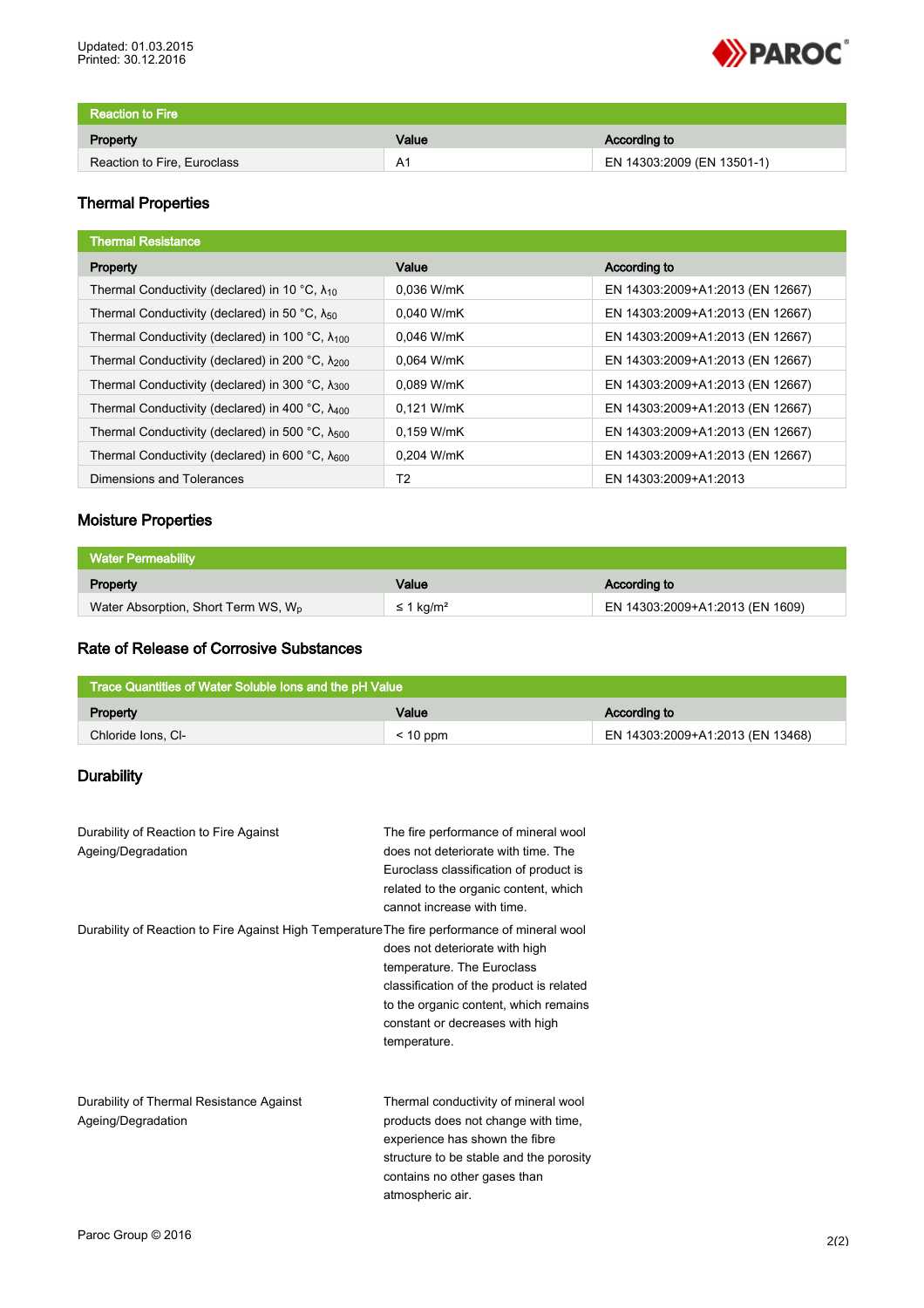| Reaction to Fire | | |
|---|---|---|
| **Property** | **Value** | **According to** |
| Reaction to Fire, Euroclass | A1 | EN 14303:2009 (EN 13501-1) |

## Thermal Properties

| Thermal Resistance | | |
|---|---|---|
| **Property** | **Value** | **According to** |
| Thermal Conductivity (declared) in 10 °C, $\lambda_{10}$ | 0,036 W/mK | EN 14303:2009+A1:2013 (EN 12667) |
| Thermal Conductivity (declared) in 50 °C, $\lambda_{50}$ | 0,040 W/mK | EN 14303:2009+A1:2013 (EN 12667) |
| Thermal Conductivity (declared) in 100 °C, $\lambda_{100}$ | 0,046 W/mK | EN 14303:2009+A1:2013 (EN 12667) |
| Thermal Conductivity (declared) in 200 °C, $\lambda_{200}$ | 0,064 W/mK | EN 14303:2009+A1:2013 (EN 12667) |
| Thermal Conductivity (declared) in 300 °C, $\lambda_{300}$ | 0,089 W/mK | EN 14303:2009+A1:2013 (EN 12667) |
| Thermal Conductivity (declared) in 400 °C, $\lambda_{400}$ | 0,121 W/mK | EN 14303:2009+A1:2013 (EN 12667) |
| Thermal Conductivity (declared) in 500 °C, $\lambda_{500}$ | 0,159 W/mK | EN 14303:2009+A1:2013 (EN 12667) |
| Thermal Conductivity (declared) in 600 °C, $\lambda_{600}$ | 0,204 W/mK | EN 14303:2009+A1:2013 (EN 12667) |
| Dimensions and Tolerances | T2 | EN 14303:2009+A1:2013 |

## Moisture Properties

| Water Permeability | | |
|---|---|---|
| **Property** | **Value** | **According to** |
| Water Absorption, Short Term WS, $W_p$ | ≤ 1 kg/m² | EN 14303:2009+A1:2013 (EN 1609) |

## Rate of Release of Corrosive Substances

| Trace Quantities of Water Soluble Ions and the pH Value | | |
|---|---|---|
| **Property** | **Value** | **According to** |
| Chloride Ions, Cl- | < 10 ppm | EN 14303:2009+A1:2013 (EN 13468) |

## Durability

| | |
|---|---|
| Durability of Reaction to Fire Against Ageing/Degradation | The fire performance of mineral wool does not deteriorate with time. The Euroclass classification of product is related to the organic content, which cannot increase with time. |
| Durability of Reaction to Fire Against High Temperature | The fire performance of mineral wool does not deteriorate with high temperature. The Euroclass classification of the product is related to the organic content, which remains constant or decreases with high temperature. |
| Durability of Thermal Resistance Against Ageing/Degradation | Thermal conductivity of mineral wool products does not change with time, experience has shown the fibre structure to be stable and the porosity contains no other gases than atmospheric air. |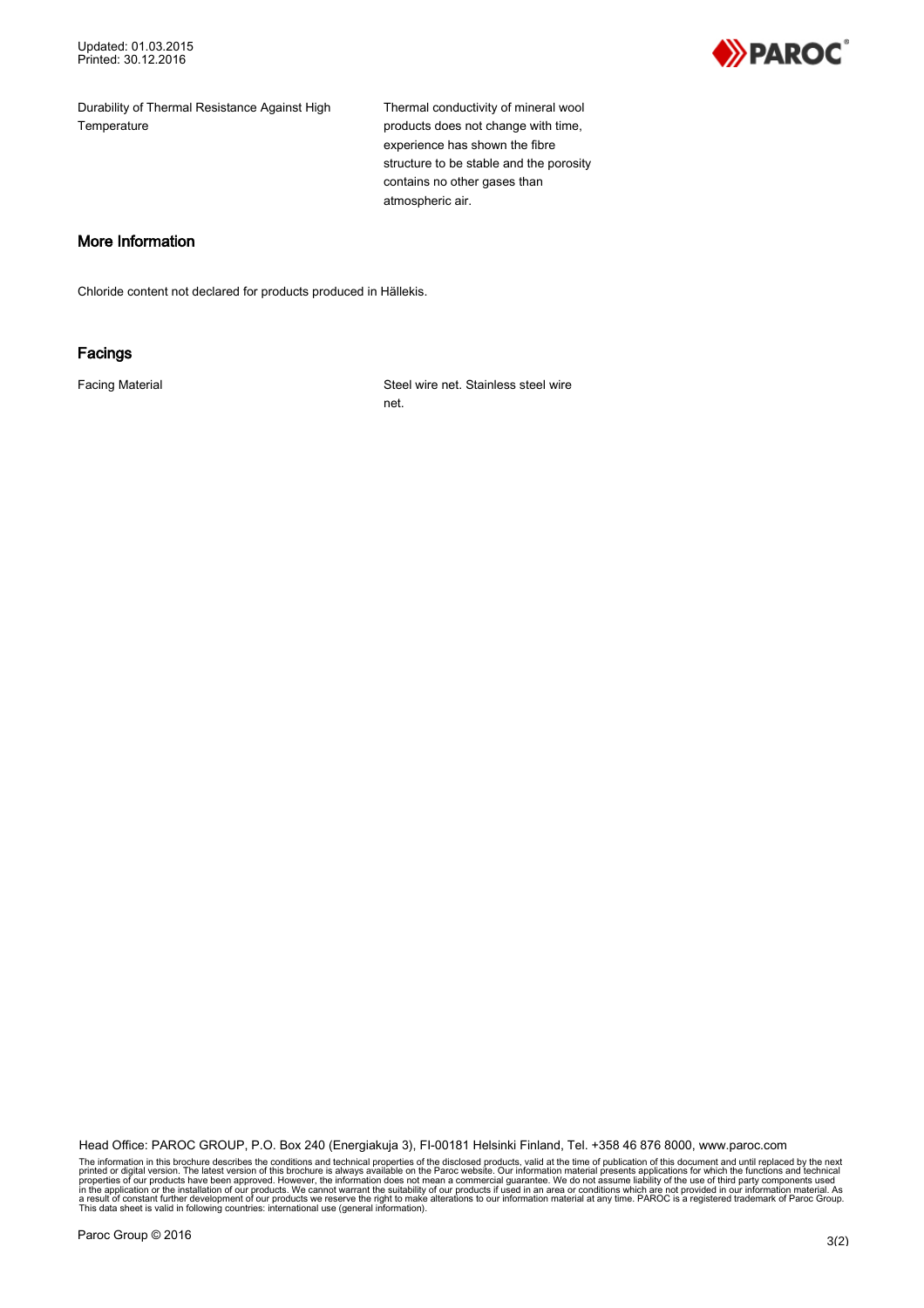| | |
|---|---|
| Durability of Thermal Resistance Against High Temperature | Thermal conductivity of mineral wool products does not change with time, experience has shown the fibre structure to be stable and the porosity contains no other gases than atmospheric air. |

## More Information

Chloride content not declared for products produced in Hällekis.

## Facings

| | |
|---|---|
| Facing Material | Steel wire net. Stainless steel wire net. |

Head Office: PAROC GROUP, P.O. Box 240 (Energiakuja 3), FI-00181 Helsinki Finland, Tel. +358 46 876 8000, www.paroc.com

The information in this brochure describes the conditions and technical properties of the disclosed products, valid at the time of publication of this document and until replaced by the next printed or digital version. The latest version of this brochure is always available on the Paroc website. Our information material presents applications for which the functions and technical properties of our products have been approved. However, the information does not mean a commercial guarantee. We do not assume liability of the use of third party components used in the application or the installation of our products. We cannot warrant the suitability of our products if used in an area or conditions which are not provided in our information material. As a result of constant further development of our products we reserve the right to make alterations to our information material at any time. PAROC is a registered trademark of Paroc Group. This data sheet is valid in following countries: international use (general information).

Paroc Group © 2016